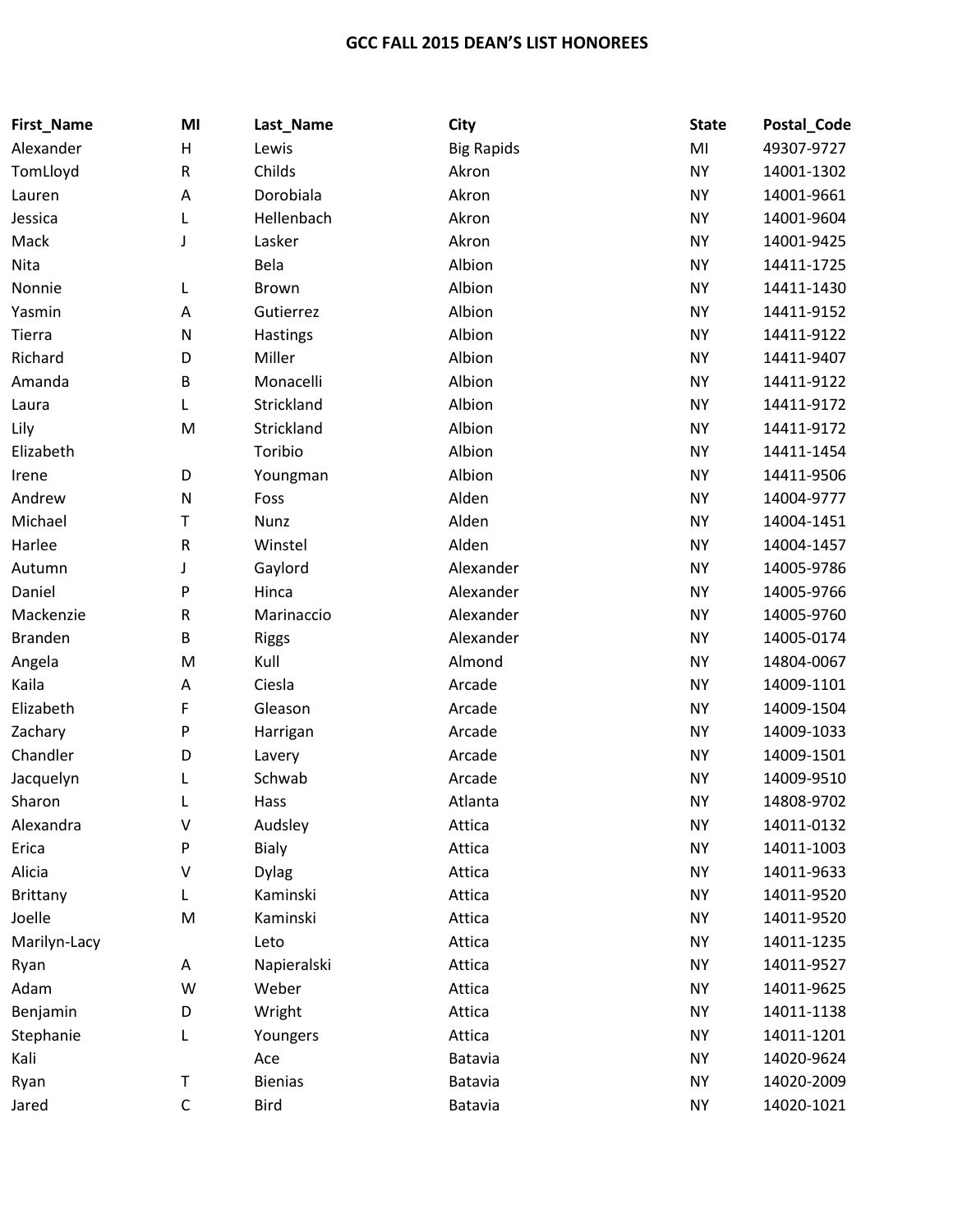# GCC FALL 2015 DEAN'S LIST HONOREES

| First_Name | MI | Last_Name | City | State | Postal_Code |
|---|---|---|---|---|---|
| Alexander | H | Lewis | Big Rapids | MI | 49307-9727 |
| TomLloyd | R | Childs | Akron | NY | 14001-1302 |
| Lauren | A | Dorobiala | Akron | NY | 14001-9661 |
| Jessica | L | Hellenbach | Akron | NY | 14001-9604 |
| Mack | J | Lasker | Akron | NY | 14001-9425 |
| Nita | | Bela | Albion | NY | 14411-1725 |
| Nonnie | L | Brown | Albion | NY | 14411-1430 |
| Yasmin | A | Gutierrez | Albion | NY | 14411-9152 |
| Tierra | N | Hastings | Albion | NY | 14411-9122 |
| Richard | D | Miller | Albion | NY | 14411-9407 |
| Amanda | B | Monacelli | Albion | NY | 14411-9122 |
| Laura | L | Strickland | Albion | NY | 14411-9172 |
| Lily | M | Strickland | Albion | NY | 14411-9172 |
| Elizabeth | | Toribio | Albion | NY | 14411-1454 |
| Irene | D | Youngman | Albion | NY | 14411-9506 |
| Andrew | N | Foss | Alden | NY | 14004-9777 |
| Michael | T | Nunz | Alden | NY | 14004-1451 |
| Harlee | R | Winstel | Alden | NY | 14004-1457 |
| Autumn | J | Gaylord | Alexander | NY | 14005-9786 |
| Daniel | P | Hinca | Alexander | NY | 14005-9766 |
| Mackenzie | R | Marinaccio | Alexander | NY | 14005-9760 |
| Branden | B | Riggs | Alexander | NY | 14005-0174 |
| Angela | M | Kull | Almond | NY | 14804-0067 |
| Kaila | A | Ciesla | Arcade | NY | 14009-1101 |
| Elizabeth | F | Gleason | Arcade | NY | 14009-1504 |
| Zachary | P | Harrigan | Arcade | NY | 14009-1033 |
| Chandler | D | Lavery | Arcade | NY | 14009-1501 |
| Jacquelyn | L | Schwab | Arcade | NY | 14009-9510 |
| Sharon | L | Hass | Atlanta | NY | 14808-9702 |
| Alexandra | V | Audsley | Attica | NY | 14011-0132 |
| Erica | P | Bialy | Attica | NY | 14011-1003 |
| Alicia | V | Dylag | Attica | NY | 14011-9633 |
| Brittany | L | Kaminski | Attica | NY | 14011-9520 |
| Joelle | M | Kaminski | Attica | NY | 14011-9520 |
| Marilyn-Lacy | | Leto | Attica | NY | 14011-1235 |
| Ryan | A | Napieralski | Attica | NY | 14011-9527 |
| Adam | W | Weber | Attica | NY | 14011-9625 |
| Benjamin | D | Wright | Attica | NY | 14011-1138 |
| Stephanie | L | Youngers | Attica | NY | 14011-1201 |
| Kali | | Ace | Batavia | NY | 14020-9624 |
| Ryan | T | Bienias | Batavia | NY | 14020-2009 |
| Jared | C | Bird | Batavia | NY | 14020-1021 |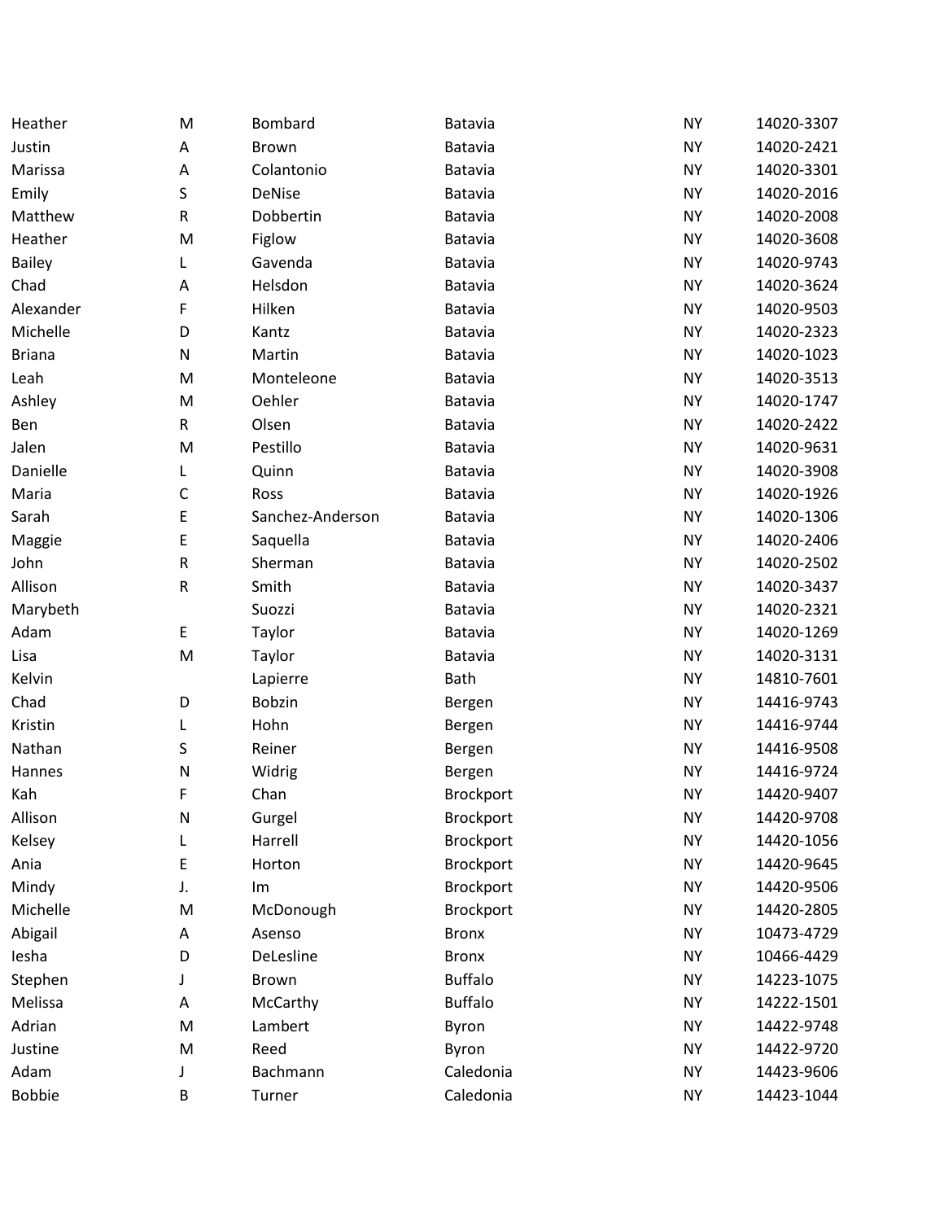| | | | | | |
|---|---|---|---|---|---|
| Heather | M | Bombard | Batavia | NY | 14020-3307 |
| Justin | A | Brown | Batavia | NY | 14020-2421 |
| Marissa | A | Colantonio | Batavia | NY | 14020-3301 |
| Emily | S | DeNise | Batavia | NY | 14020-2016 |
| Matthew | R | Dobbertin | Batavia | NY | 14020-2008 |
| Heather | M | Figlow | Batavia | NY | 14020-3608 |
| Bailey | L | Gavenda | Batavia | NY | 14020-9743 |
| Chad | A | Helsdon | Batavia | NY | 14020-3624 |
| Alexander | F | Hilken | Batavia | NY | 14020-9503 |
| Michelle | D | Kantz | Batavia | NY | 14020-2323 |
| Briana | N | Martin | Batavia | NY | 14020-1023 |
| Leah | M | Monteleone | Batavia | NY | 14020-3513 |
| Ashley | M | Oehler | Batavia | NY | 14020-1747 |
| Ben | R | Olsen | Batavia | NY | 14020-2422 |
| Jalen | M | Pestillo | Batavia | NY | 14020-9631 |
| Danielle | L | Quinn | Batavia | NY | 14020-3908 |
| Maria | C | Ross | Batavia | NY | 14020-1926 |
| Sarah | E | Sanchez-Anderson | Batavia | NY | 14020-1306 |
| Maggie | E | Saquella | Batavia | NY | 14020-2406 |
| John | R | Sherman | Batavia | NY | 14020-2502 |
| Allison | R | Smith | Batavia | NY | 14020-3437 |
| Marybeth | | Suozzi | Batavia | NY | 14020-2321 |
| Adam | E | Taylor | Batavia | NY | 14020-1269 |
| Lisa | M | Taylor | Batavia | NY | 14020-3131 |
| Kelvin | | Lapierre | Bath | NY | 14810-7601 |
| Chad | D | Bobzin | Bergen | NY | 14416-9743 |
| Kristin | L | Hohn | Bergen | NY | 14416-9744 |
| Nathan | S | Reiner | Bergen | NY | 14416-9508 |
| Hannes | N | Widrig | Bergen | NY | 14416-9724 |
| Kah | F | Chan | Brockport | NY | 14420-9407 |
| Allison | N | Gurgel | Brockport | NY | 14420-9708 |
| Kelsey | L | Harrell | Brockport | NY | 14420-1056 |
| Ania | E | Horton | Brockport | NY | 14420-9645 |
| Mindy | J. | Im | Brockport | NY | 14420-9506 |
| Michelle | M | McDonough | Brockport | NY | 14420-2805 |
| Abigail | A | Asenso | Bronx | NY | 10473-4729 |
| Iesha | D | DeLesline | Bronx | NY | 10466-4429 |
| Stephen | J | Brown | Buffalo | NY | 14223-1075 |
| Melissa | A | McCarthy | Buffalo | NY | 14222-1501 |
| Adrian | M | Lambert | Byron | NY | 14422-9748 |
| Justine | M | Reed | Byron | NY | 14422-9720 |
| Adam | J | Bachmann | Caledonia | NY | 14423-9606 |
| Bobbie | B | Turner | Caledonia | NY | 14423-1044 |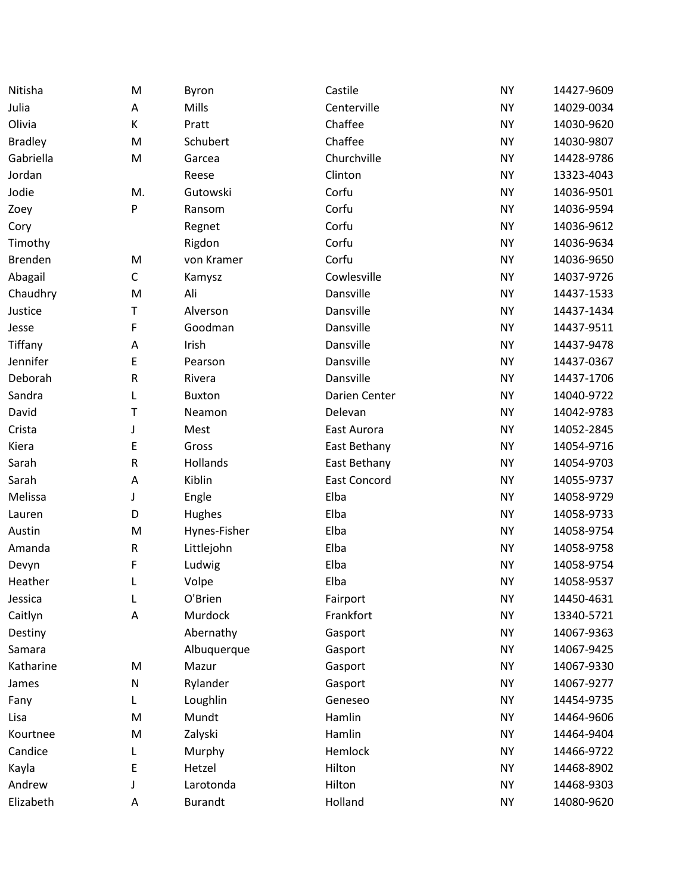| | | | | | |
|---|---|---|---|---|---|
| Nitisha | M | Byron | Castile | NY | 14427-9609 |
| Julia | A | Mills | Centerville | NY | 14029-0034 |
| Olivia | K | Pratt | Chaffee | NY | 14030-9620 |
| Bradley | M | Schubert | Chaffee | NY | 14030-9807 |
| Gabriella | M | Garcea | Churchville | NY | 14428-9786 |
| Jordan | | Reese | Clinton | NY | 13323-4043 |
| Jodie | M. | Gutowski | Corfu | NY | 14036-9501 |
| Zoey | P | Ransom | Corfu | NY | 14036-9594 |
| Cory | | Regnet | Corfu | NY | 14036-9612 |
| Timothy | | Rigdon | Corfu | NY | 14036-9634 |
| Brenden | M | von Kramer | Corfu | NY | 14036-9650 |
| Abagail | C | Kamysz | Cowlesville | NY | 14037-9726 |
| Chaudhry | M | Ali | Dansville | NY | 14437-1533 |
| Justice | T | Alverson | Dansville | NY | 14437-1434 |
| Jesse | F | Goodman | Dansville | NY | 14437-9511 |
| Tiffany | A | Irish | Dansville | NY | 14437-9478 |
| Jennifer | E | Pearson | Dansville | NY | 14437-0367 |
| Deborah | R | Rivera | Dansville | NY | 14437-1706 |
| Sandra | L | Buxton | Darien Center | NY | 14040-9722 |
| David | T | Neamon | Delevan | NY | 14042-9783 |
| Crista | J | Mest | East Aurora | NY | 14052-2845 |
| Kiera | E | Gross | East Bethany | NY | 14054-9716 |
| Sarah | R | Hollands | East Bethany | NY | 14054-9703 |
| Sarah | A | Kiblin | East Concord | NY | 14055-9737 |
| Melissa | J | Engle | Elba | NY | 14058-9729 |
| Lauren | D | Hughes | Elba | NY | 14058-9733 |
| Austin | M | Hynes-Fisher | Elba | NY | 14058-9754 |
| Amanda | R | Littlejohn | Elba | NY | 14058-9758 |
| Devyn | F | Ludwig | Elba | NY | 14058-9754 |
| Heather | L | Volpe | Elba | NY | 14058-9537 |
| Jessica | L | O'Brien | Fairport | NY | 14450-4631 |
| Caitlyn | A | Murdock | Frankfort | NY | 13340-5721 |
| Destiny | | Abernathy | Gasport | NY | 14067-9363 |
| Samara | | Albuquerque | Gasport | NY | 14067-9425 |
| Katharine | M | Mazur | Gasport | NY | 14067-9330 |
| James | N | Rylander | Gasport | NY | 14067-9277 |
| Fany | L | Loughlin | Geneseo | NY | 14454-9735 |
| Lisa | M | Mundt | Hamlin | NY | 14464-9606 |
| Kourtnee | M | Zalyski | Hamlin | NY | 14464-9404 |
| Candice | L | Murphy | Hemlock | NY | 14466-9722 |
| Kayla | E | Hetzel | Hilton | NY | 14468-8902 |
| Andrew | J | Larotonda | Hilton | NY | 14468-9303 |
| Elizabeth | A | Burandt | Holland | NY | 14080-9620 |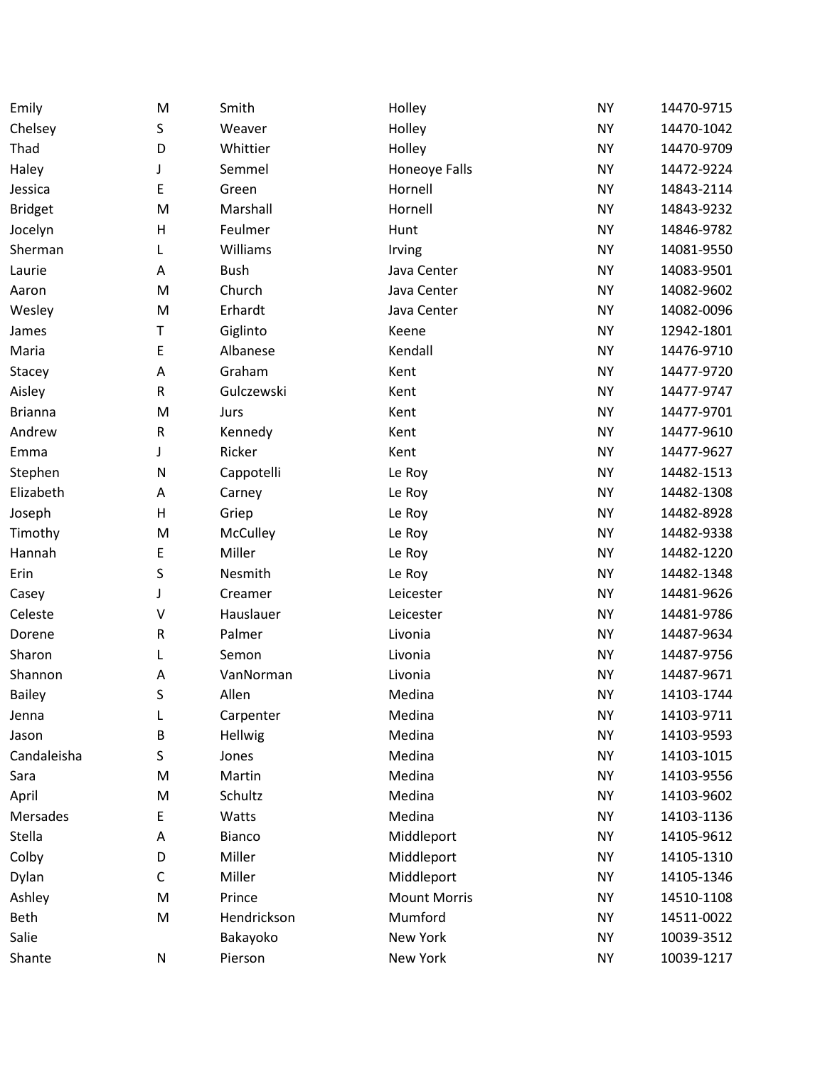| | | | | | |
|---|---|---|---|---|---|
| Emily | M | Smith | Holley | NY | 14470-9715 |
| Chelsey | S | Weaver | Holley | NY | 14470-1042 |
| Thad | D | Whittier | Holley | NY | 14470-9709 |
| Haley | J | Semmel | Honeoye Falls | NY | 14472-9224 |
| Jessica | E | Green | Hornell | NY | 14843-2114 |
| Bridget | M | Marshall | Hornell | NY | 14843-9232 |
| Jocelyn | H | Feulmer | Hunt | NY | 14846-9782 |
| Sherman | L | Williams | Irving | NY | 14081-9550 |
| Laurie | A | Bush | Java Center | NY | 14083-9501 |
| Aaron | M | Church | Java Center | NY | 14082-9602 |
| Wesley | M | Erhardt | Java Center | NY | 14082-0096 |
| James | T | Giglinto | Keene | NY | 12942-1801 |
| Maria | E | Albanese | Kendall | NY | 14476-9710 |
| Stacey | A | Graham | Kent | NY | 14477-9720 |
| Aisley | R | Gulczewski | Kent | NY | 14477-9747 |
| Brianna | M | Jurs | Kent | NY | 14477-9701 |
| Andrew | R | Kennedy | Kent | NY | 14477-9610 |
| Emma | J | Ricker | Kent | NY | 14477-9627 |
| Stephen | N | Cappotelli | Le Roy | NY | 14482-1513 |
| Elizabeth | A | Carney | Le Roy | NY | 14482-1308 |
| Joseph | H | Griep | Le Roy | NY | 14482-8928 |
| Timothy | M | McCulley | Le Roy | NY | 14482-9338 |
| Hannah | E | Miller | Le Roy | NY | 14482-1220 |
| Erin | S | Nesmith | Le Roy | NY | 14482-1348 |
| Casey | J | Creamer | Leicester | NY | 14481-9626 |
| Celeste | V | Hauslauer | Leicester | NY | 14481-9786 |
| Dorene | R | Palmer | Livonia | NY | 14487-9634 |
| Sharon | L | Semon | Livonia | NY | 14487-9756 |
| Shannon | A | VanNorman | Livonia | NY | 14487-9671 |
| Bailey | S | Allen | Medina | NY | 14103-1744 |
| Jenna | L | Carpenter | Medina | NY | 14103-9711 |
| Jason | B | Hellwig | Medina | NY | 14103-9593 |
| Candaleisha | S | Jones | Medina | NY | 14103-1015 |
| Sara | M | Martin | Medina | NY | 14103-9556 |
| April | M | Schultz | Medina | NY | 14103-9602 |
| Mersades | E | Watts | Medina | NY | 14103-1136 |
| Stella | A | Bianco | Middleport | NY | 14105-9612 |
| Colby | D | Miller | Middleport | NY | 14105-1310 |
| Dylan | C | Miller | Middleport | NY | 14105-1346 |
| Ashley | M | Prince | Mount Morris | NY | 14510-1108 |
| Beth | M | Hendrickson | Mumford | NY | 14511-0022 |
| Salie | | Bakayoko | New York | NY | 10039-3512 |
| Shante | N | Pierson | New York | NY | 10039-1217 |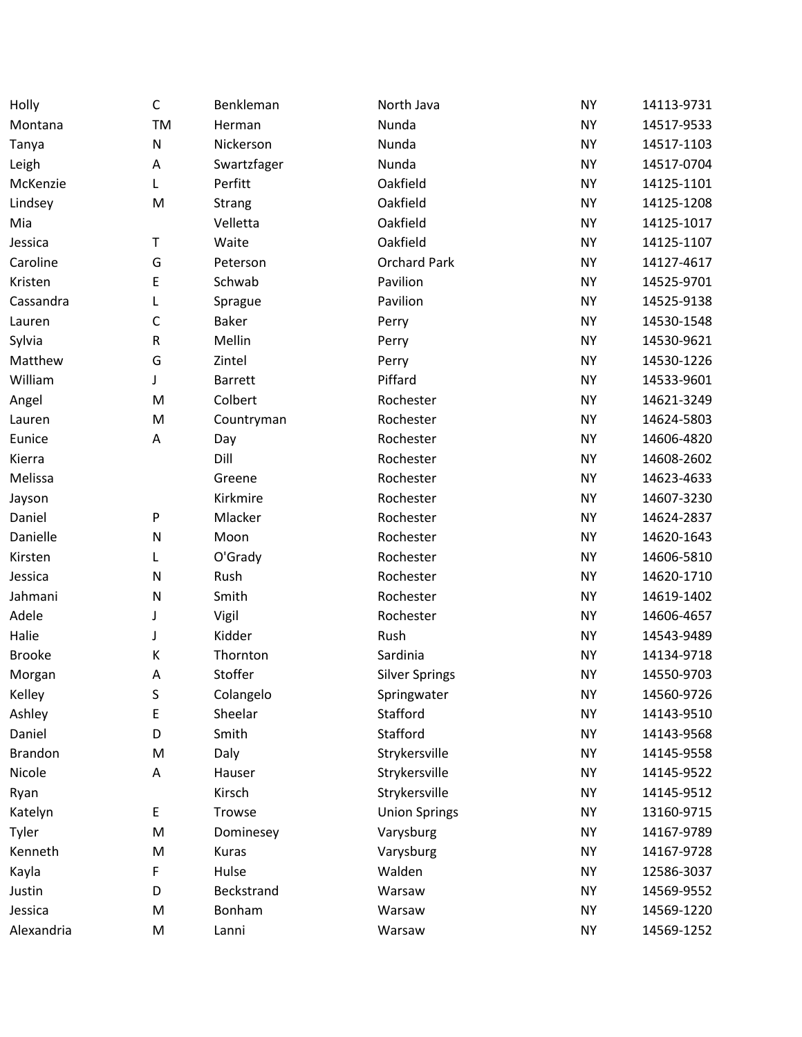| | | | | | |
|---|---|---|---|---|---|
| Holly | C | Benkleman | North Java | NY | 14113-9731 |
| Montana | TM | Herman | Nunda | NY | 14517-9533 |
| Tanya | N | Nickerson | Nunda | NY | 14517-1103 |
| Leigh | A | Swartzfager | Nunda | NY | 14517-0704 |
| McKenzie | L | Perfitt | Oakfield | NY | 14125-1101 |
| Lindsey | M | Strang | Oakfield | NY | 14125-1208 |
| Mia | | Velletta | Oakfield | NY | 14125-1017 |
| Jessica | T | Waite | Oakfield | NY | 14125-1107 |
| Caroline | G | Peterson | Orchard Park | NY | 14127-4617 |
| Kristen | E | Schwab | Pavilion | NY | 14525-9701 |
| Cassandra | L | Sprague | Pavilion | NY | 14525-9138 |
| Lauren | C | Baker | Perry | NY | 14530-1548 |
| Sylvia | R | Mellin | Perry | NY | 14530-9621 |
| Matthew | G | Zintel | Perry | NY | 14530-1226 |
| William | J | Barrett | Piffard | NY | 14533-9601 |
| Angel | M | Colbert | Rochester | NY | 14621-3249 |
| Lauren | M | Countryman | Rochester | NY | 14624-5803 |
| Eunice | A | Day | Rochester | NY | 14606-4820 |
| Kierra | | Dill | Rochester | NY | 14608-2602 |
| Melissa | | Greene | Rochester | NY | 14623-4633 |
| Jayson | | Kirkmire | Rochester | NY | 14607-3230 |
| Daniel | P | Mlacker | Rochester | NY | 14624-2837 |
| Danielle | N | Moon | Rochester | NY | 14620-1643 |
| Kirsten | L | O'Grady | Rochester | NY | 14606-5810 |
| Jessica | N | Rush | Rochester | NY | 14620-1710 |
| Jahmani | N | Smith | Rochester | NY | 14619-1402 |
| Adele | J | Vigil | Rochester | NY | 14606-4657 |
| Halie | J | Kidder | Rush | NY | 14543-9489 |
| Brooke | K | Thornton | Sardinia | NY | 14134-9718 |
| Morgan | A | Stoffer | Silver Springs | NY | 14550-9703 |
| Kelley | S | Colangelo | Springwater | NY | 14560-9726 |
| Ashley | E | Sheelar | Stafford | NY | 14143-9510 |
| Daniel | D | Smith | Stafford | NY | 14143-9568 |
| Brandon | M | Daly | Strykersville | NY | 14145-9558 |
| Nicole | A | Hauser | Strykersville | NY | 14145-9522 |
| Ryan | | Kirsch | Strykersville | NY | 14145-9512 |
| Katelyn | E | Trowse | Union Springs | NY | 13160-9715 |
| Tyler | M | Dominesey | Varysburg | NY | 14167-9789 |
| Kenneth | M | Kuras | Varysburg | NY | 14167-9728 |
| Kayla | F | Hulse | Walden | NY | 12586-3037 |
| Justin | D | Beckstrand | Warsaw | NY | 14569-9552 |
| Jessica | M | Bonham | Warsaw | NY | 14569-1220 |
| Alexandria | M | Lanni | Warsaw | NY | 14569-1252 |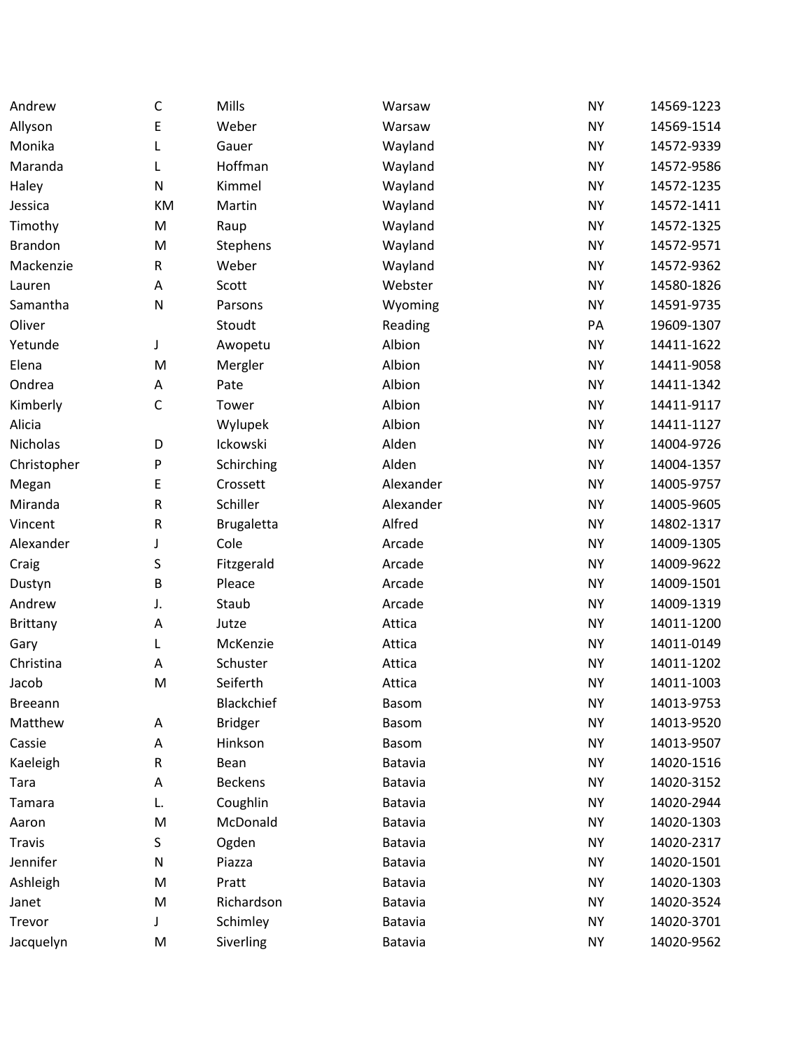| | | | | | |
|---|---|---|---|---|---|
| Andrew | C | Mills | Warsaw | NY | 14569-1223 |
| Allyson | E | Weber | Warsaw | NY | 14569-1514 |
| Monika | L | Gauer | Wayland | NY | 14572-9339 |
| Maranda | L | Hoffman | Wayland | NY | 14572-9586 |
| Haley | N | Kimmel | Wayland | NY | 14572-1235 |
| Jessica | KM | Martin | Wayland | NY | 14572-1411 |
| Timothy | M | Raup | Wayland | NY | 14572-1325 |
| Brandon | M | Stephens | Wayland | NY | 14572-9571 |
| Mackenzie | R | Weber | Wayland | NY | 14572-9362 |
| Lauren | A | Scott | Webster | NY | 14580-1826 |
| Samantha | N | Parsons | Wyoming | NY | 14591-9735 |
| Oliver | | Stoudt | Reading | PA | 19609-1307 |
| Yetunde | J | Awopetu | Albion | NY | 14411-1622 |
| Elena | M | Mergler | Albion | NY | 14411-9058 |
| Ondrea | A | Pate | Albion | NY | 14411-1342 |
| Kimberly | C | Tower | Albion | NY | 14411-9117 |
| Alicia | | Wylupek | Albion | NY | 14411-1127 |
| Nicholas | D | Ickowski | Alden | NY | 14004-9726 |
| Christopher | P | Schirching | Alden | NY | 14004-1357 |
| Megan | E | Crossett | Alexander | NY | 14005-9757 |
| Miranda | R | Schiller | Alexander | NY | 14005-9605 |
| Vincent | R | Brugaletta | Alfred | NY | 14802-1317 |
| Alexander | J | Cole | Arcade | NY | 14009-1305 |
| Craig | S | Fitzgerald | Arcade | NY | 14009-9622 |
| Dustyn | B | Pleace | Arcade | NY | 14009-1501 |
| Andrew | J. | Staub | Arcade | NY | 14009-1319 |
| Brittany | A | Jutze | Attica | NY | 14011-1200 |
| Gary | L | McKenzie | Attica | NY | 14011-0149 |
| Christina | A | Schuster | Attica | NY | 14011-1202 |
| Jacob | M | Seiferth | Attica | NY | 14011-1003 |
| Breeann | | Blackchief | Basom | NY | 14013-9753 |
| Matthew | A | Bridger | Basom | NY | 14013-9520 |
| Cassie | A | Hinkson | Basom | NY | 14013-9507 |
| Kaeleigh | R | Bean | Batavia | NY | 14020-1516 |
| Tara | A | Beckens | Batavia | NY | 14020-3152 |
| Tamara | L. | Coughlin | Batavia | NY | 14020-2944 |
| Aaron | M | McDonald | Batavia | NY | 14020-1303 |
| Travis | S | Ogden | Batavia | NY | 14020-2317 |
| Jennifer | N | Piazza | Batavia | NY | 14020-1501 |
| Ashleigh | M | Pratt | Batavia | NY | 14020-1303 |
| Janet | M | Richardson | Batavia | NY | 14020-3524 |
| Trevor | J | Schimley | Batavia | NY | 14020-3701 |
| Jacquelyn | M | Siverling | Batavia | NY | 14020-9562 |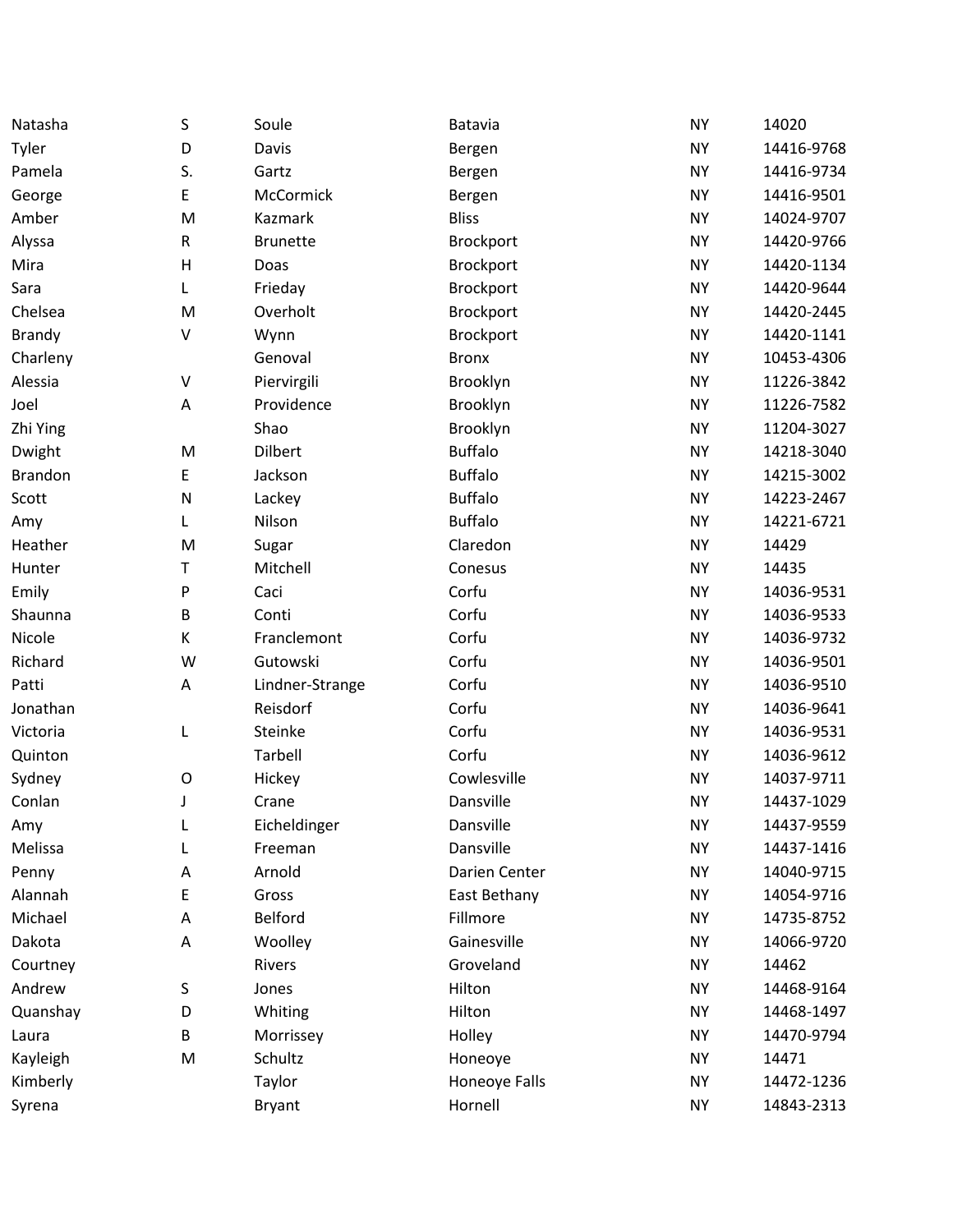| | | | | | |
|---|---|---|---|---|---|
| Natasha | S | Soule | Batavia | NY | 14020 |
| Tyler | D | Davis | Bergen | NY | 14416-9768 |
| Pamela | S. | Gartz | Bergen | NY | 14416-9734 |
| George | E | McCormick | Bergen | NY | 14416-9501 |
| Amber | M | Kazmark | Bliss | NY | 14024-9707 |
| Alyssa | R | Brunette | Brockport | NY | 14420-9766 |
| Mira | H | Doas | Brockport | NY | 14420-1134 |
| Sara | L | Frieday | Brockport | NY | 14420-9644 |
| Chelsea | M | Overholt | Brockport | NY | 14420-2445 |
| Brandy | V | Wynn | Brockport | NY | 14420-1141 |
| Charleny | | Genoval | Bronx | NY | 10453-4306 |
| Alessia | V | Piervirgili | Brooklyn | NY | 11226-3842 |
| Joel | A | Providence | Brooklyn | NY | 11226-7582 |
| Zhi Ying | | Shao | Brooklyn | NY | 11204-3027 |
| Dwight | M | Dilbert | Buffalo | NY | 14218-3040 |
| Brandon | E | Jackson | Buffalo | NY | 14215-3002 |
| Scott | N | Lackey | Buffalo | NY | 14223-2467 |
| Amy | L | Nilson | Buffalo | NY | 14221-6721 |
| Heather | M | Sugar | Claredon | NY | 14429 |
| Hunter | T | Mitchell | Conesus | NY | 14435 |
| Emily | P | Caci | Corfu | NY | 14036-9531 |
| Shaunna | B | Conti | Corfu | NY | 14036-9533 |
| Nicole | K | Franclemont | Corfu | NY | 14036-9732 |
| Richard | W | Gutowski | Corfu | NY | 14036-9501 |
| Patti | A | Lindner-Strange | Corfu | NY | 14036-9510 |
| Jonathan | | Reisdorf | Corfu | NY | 14036-9641 |
| Victoria | L | Steinke | Corfu | NY | 14036-9531 |
| Quinton | | Tarbell | Corfu | NY | 14036-9612 |
| Sydney | O | Hickey | Cowlesville | NY | 14037-9711 |
| Conlan | J | Crane | Dansville | NY | 14437-1029 |
| Amy | L | Eicheldinger | Dansville | NY | 14437-9559 |
| Melissa | L | Freeman | Dansville | NY | 14437-1416 |
| Penny | A | Arnold | Darien Center | NY | 14040-9715 |
| Alannah | E | Gross | East Bethany | NY | 14054-9716 |
| Michael | A | Belford | Fillmore | NY | 14735-8752 |
| Dakota | A | Woolley | Gainesville | NY | 14066-9720 |
| Courtney | | Rivers | Groveland | NY | 14462 |
| Andrew | S | Jones | Hilton | NY | 14468-9164 |
| Quanshay | D | Whiting | Hilton | NY | 14468-1497 |
| Laura | B | Morrissey | Holley | NY | 14470-9794 |
| Kayleigh | M | Schultz | Honeoye | NY | 14471 |
| Kimberly | | Taylor | Honeoye Falls | NY | 14472-1236 |
| Syrena | | Bryant | Hornell | NY | 14843-2313 |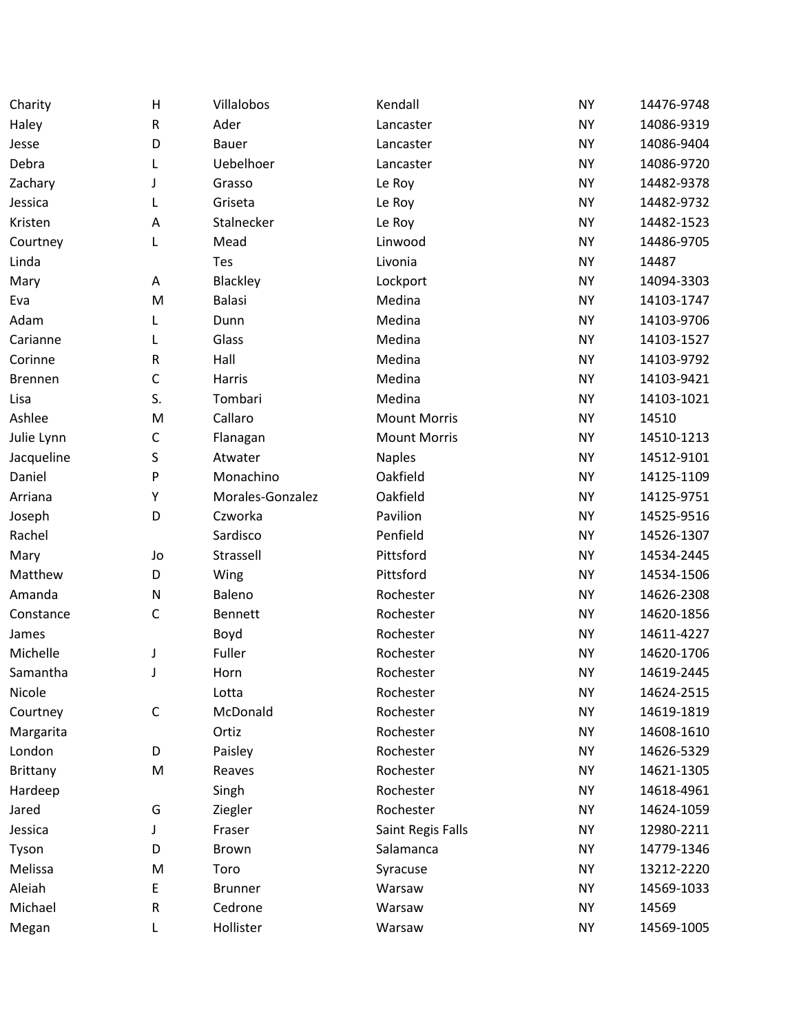| | | | | | |
|---|---|---|---|---|---|
| Charity | H | Villalobos | Kendall | NY | 14476-9748 |
| Haley | R | Ader | Lancaster | NY | 14086-9319 |
| Jesse | D | Bauer | Lancaster | NY | 14086-9404 |
| Debra | L | Uebelhoer | Lancaster | NY | 14086-9720 |
| Zachary | J | Grasso | Le Roy | NY | 14482-9378 |
| Jessica | L | Griseta | Le Roy | NY | 14482-9732 |
| Kristen | A | Stalnecker | Le Roy | NY | 14482-1523 |
| Courtney | L | Mead | Linwood | NY | 14486-9705 |
| Linda | | Tes | Livonia | NY | 14487 |
| Mary | A | Blackley | Lockport | NY | 14094-3303 |
| Eva | M | Balasi | Medina | NY | 14103-1747 |
| Adam | L | Dunn | Medina | NY | 14103-9706 |
| Carianne | L | Glass | Medina | NY | 14103-1527 |
| Corinne | R | Hall | Medina | NY | 14103-9792 |
| Brennen | C | Harris | Medina | NY | 14103-9421 |
| Lisa | S. | Tombari | Medina | NY | 14103-1021 |
| Ashlee | M | Callaro | Mount Morris | NY | 14510 |
| Julie Lynn | C | Flanagan | Mount Morris | NY | 14510-1213 |
| Jacqueline | S | Atwater | Naples | NY | 14512-9101 |
| Daniel | P | Monachino | Oakfield | NY | 14125-1109 |
| Arriana | Y | Morales-Gonzalez | Oakfield | NY | 14125-9751 |
| Joseph | D | Czworka | Pavilion | NY | 14525-9516 |
| Rachel | | Sardisco | Penfield | NY | 14526-1307 |
| Mary | Jo | Strassell | Pittsford | NY | 14534-2445 |
| Matthew | D | Wing | Pittsford | NY | 14534-1506 |
| Amanda | N | Baleno | Rochester | NY | 14626-2308 |
| Constance | C | Bennett | Rochester | NY | 14620-1856 |
| James | | Boyd | Rochester | NY | 14611-4227 |
| Michelle | J | Fuller | Rochester | NY | 14620-1706 |
| Samantha | J | Horn | Rochester | NY | 14619-2445 |
| Nicole | | Lotta | Rochester | NY | 14624-2515 |
| Courtney | C | McDonald | Rochester | NY | 14619-1819 |
| Margarita | | Ortiz | Rochester | NY | 14608-1610 |
| London | D | Paisley | Rochester | NY | 14626-5329 |
| Brittany | M | Reaves | Rochester | NY | 14621-1305 |
| Hardeep | | Singh | Rochester | NY | 14618-4961 |
| Jared | G | Ziegler | Rochester | NY | 14624-1059 |
| Jessica | J | Fraser | Saint Regis Falls | NY | 12980-2211 |
| Tyson | D | Brown | Salamanca | NY | 14779-1346 |
| Melissa | M | Toro | Syracuse | NY | 13212-2220 |
| Aleiah | E | Brunner | Warsaw | NY | 14569-1033 |
| Michael | R | Cedrone | Warsaw | NY | 14569 |
| Megan | L | Hollister | Warsaw | NY | 14569-1005 |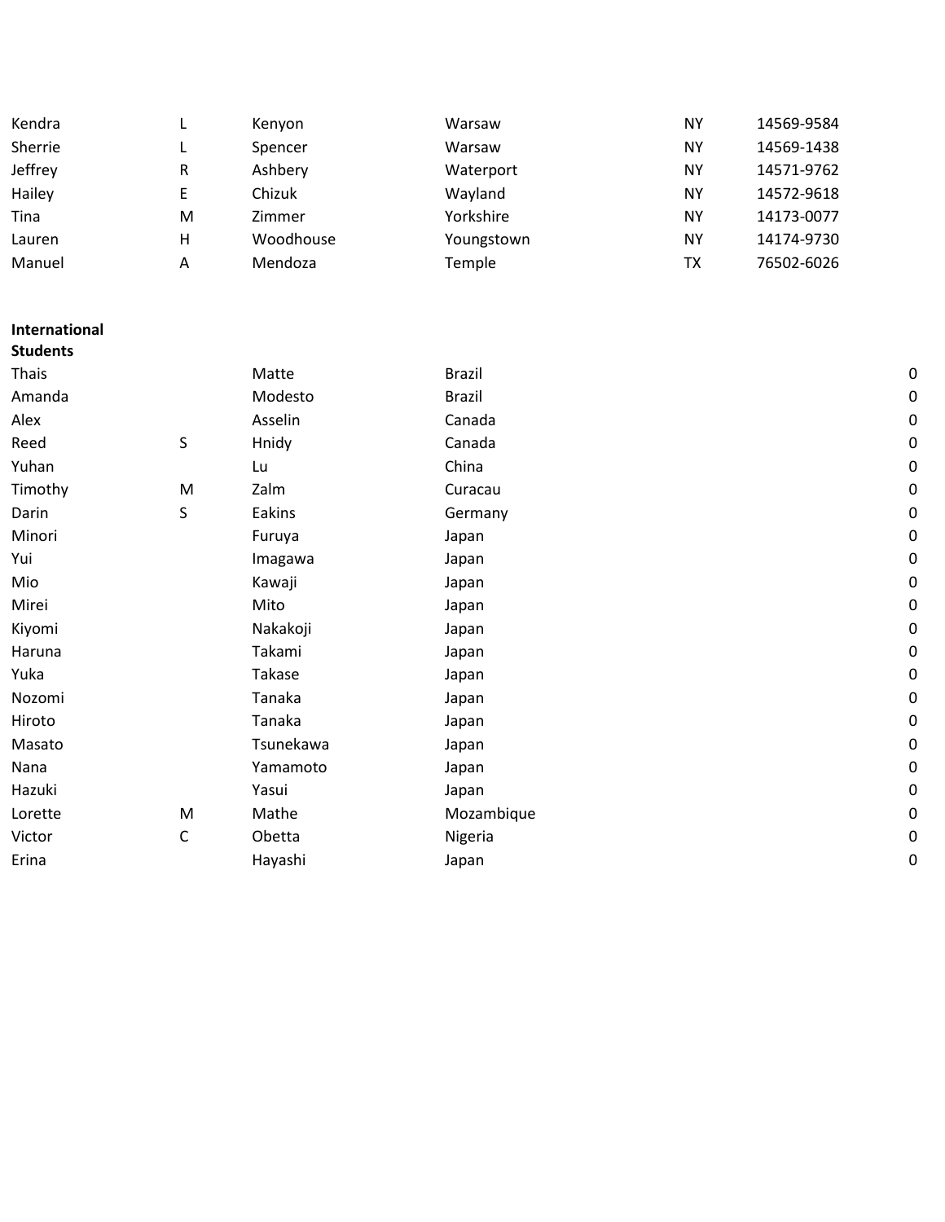| | | | | | | |
|---|---|---|---|---|---|---|
| Kendra | L | Kenyon | Warsaw | NY | 14569-9584 | |
| Sherrie | L | Spencer | Warsaw | NY | 14569-1438 | |
| Jeffrey | R | Ashbery | Waterport | NY | 14571-9762 | |
| Hailey | E | Chizuk | Wayland | NY | 14572-9618 | |
| Tina | M | Zimmer | Yorkshire | NY | 14173-0077 | |
| Lauren | H | Woodhouse | Youngstown | NY | 14174-9730 | |
| Manuel | A | Mendoza | Temple | TX | 76502-6026 | |

**International Students**

| | | | | | | |
|---|---|---|---|---|---|---|
| Thais | | Matte | Brazil | | | 0 |
| Amanda | | Modesto | Brazil | | | 0 |
| Alex | | Asselin | Canada | | | 0 |
| Reed | S | Hnidy | Canada | | | 0 |
| Yuhan | | Lu | China | | | 0 |
| Timothy | M | Zalm | Curacau | | | 0 |
| Darin | S | Eakins | Germany | | | 0 |
| Minori | | Furuya | Japan | | | 0 |
| Yui | | Imagawa | Japan | | | 0 |
| Mio | | Kawaji | Japan | | | 0 |
| Mirei | | Mito | Japan | | | 0 |
| Kiyomi | | Nakakoji | Japan | | | 0 |
| Haruna | | Takami | Japan | | | 0 |
| Yuka | | Takase | Japan | | | 0 |
| Nozomi | | Tanaka | Japan | | | 0 |
| Hiroto | | Tanaka | Japan | | | 0 |
| Masato | | Tsunekawa | Japan | | | 0 |
| Nana | | Yamamoto | Japan | | | 0 |
| Hazuki | | Yasui | Japan | | | 0 |
| Lorette | M | Mathe | Mozambique | | | 0 |
| Victor | C | Obetta | Nigeria | | | 0 |
| Erina | | Hayashi | Japan | | | 0 |